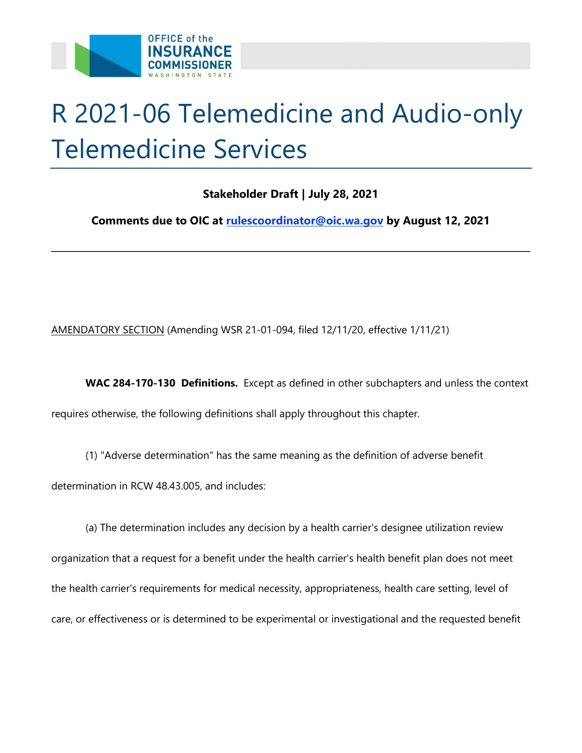# R 2021-06 Telemedicine and Audio-only Telemedicine Services

**Stakeholder Draft | July 28, 2021**

**Comments due to OIC at [rulescoordinator@oic.wa.gov](mailto:rulescoordinator@oic.wa.gov) by August 12, 2021**

---

AMENDATORY SECTION (Amending WSR 21-01-094, filed 12/11/20, effective 1/11/21)

**WAC 284-170-130 Definitions.** Except as defined in other subchapters and unless the context requires otherwise, the following definitions shall apply throughout this chapter.

(1) "Adverse determination" has the same meaning as the definition of adverse benefit determination in RCW 48.43.005, and includes:

(a) The determination includes any decision by a health carrier's designee utilization review organization that a request for a benefit under the health carrier's health benefit plan does not meet the health carrier's requirements for medical necessity, appropriateness, health care setting, level of care, or effectiveness or is determined to be experimental or investigational and the requested benefit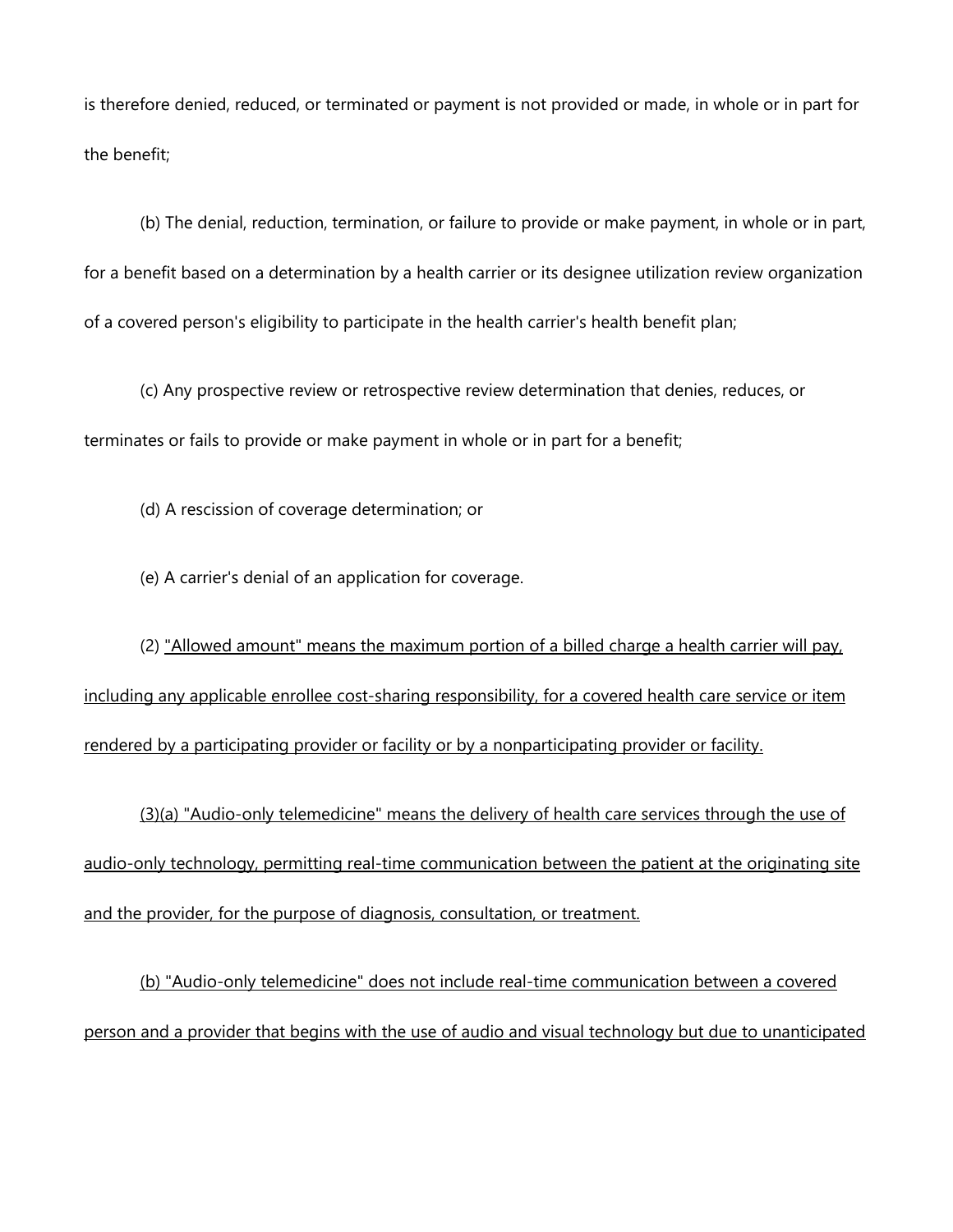is therefore denied, reduced, or terminated or payment is not provided or made, in whole or in part for the benefit;

(b) The denial, reduction, termination, or failure to provide or make payment, in whole or in part, for a benefit based on a determination by a health carrier or its designee utilization review organization of a covered person's eligibility to participate in the health carrier's health benefit plan;

(c) Any prospective review or retrospective review determination that denies, reduces, or terminates or fails to provide or make payment in whole or in part for a benefit;

(d) A rescission of coverage determination; or

(e) A carrier's denial of an application for coverage.

(2) <u>"Allowed amount" means the maximum portion of a billed charge a health carrier will pay, including any applicable enrollee cost-sharing responsibility, for a covered health care service or item rendered by a participating provider or facility or by a nonparticipating provider or facility.</u>

<u>(3)(a) "Audio-only telemedicine" means the delivery of health care services through the use of audio-only technology, permitting real-time communication between the patient at the originating site and the provider, for the purpose of diagnosis, consultation, or treatment.</u>

<u>(b) "Audio-only telemedicine" does not include real-time communication between a covered person and a provider that begins with the use of audio and visual technology but due to unanticipated</u>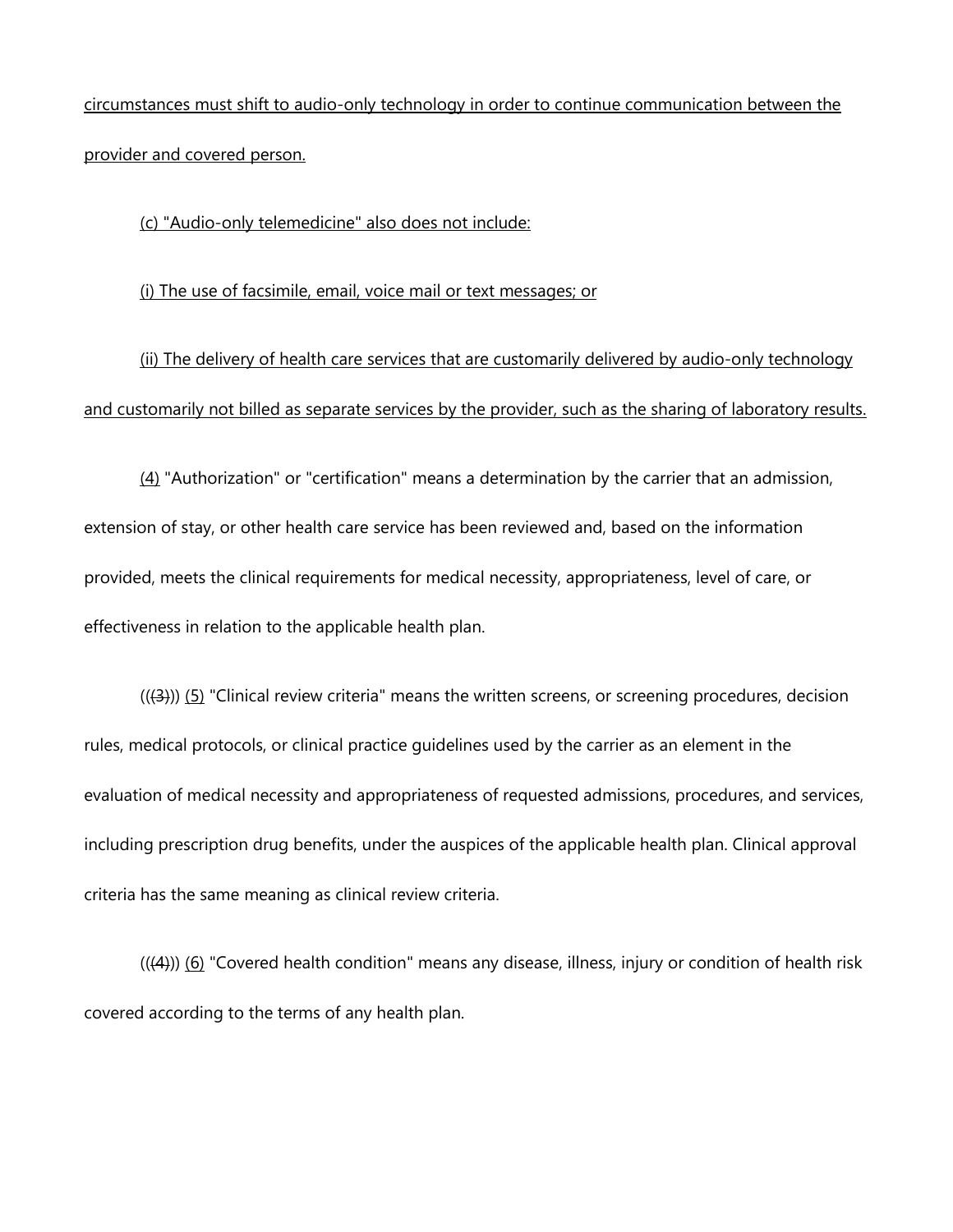circumstances must shift to audio-only technology in order to continue communication between the provider and covered person.

(c) "Audio-only telemedicine" also does not include:

(i) The use of facsimile, email, voice mail or text messages; or

(ii) The delivery of health care services that are customarily delivered by audio-only technology and customarily not billed as separate services by the provider, such as the sharing of laboratory results.

(4) "Authorization" or "certification" means a determination by the carrier that an admission, extension of stay, or other health care service has been reviewed and, based on the information provided, meets the clinical requirements for medical necessity, appropriateness, level of care, or effectiveness in relation to the applicable health plan.

(((3))) (5) "Clinical review criteria" means the written screens, or screening procedures, decision rules, medical protocols, or clinical practice guidelines used by the carrier as an element in the evaluation of medical necessity and appropriateness of requested admissions, procedures, and services, including prescription drug benefits, under the auspices of the applicable health plan. Clinical approval criteria has the same meaning as clinical review criteria.

(((4))) (6) "Covered health condition" means any disease, illness, injury or condition of health risk covered according to the terms of any health plan.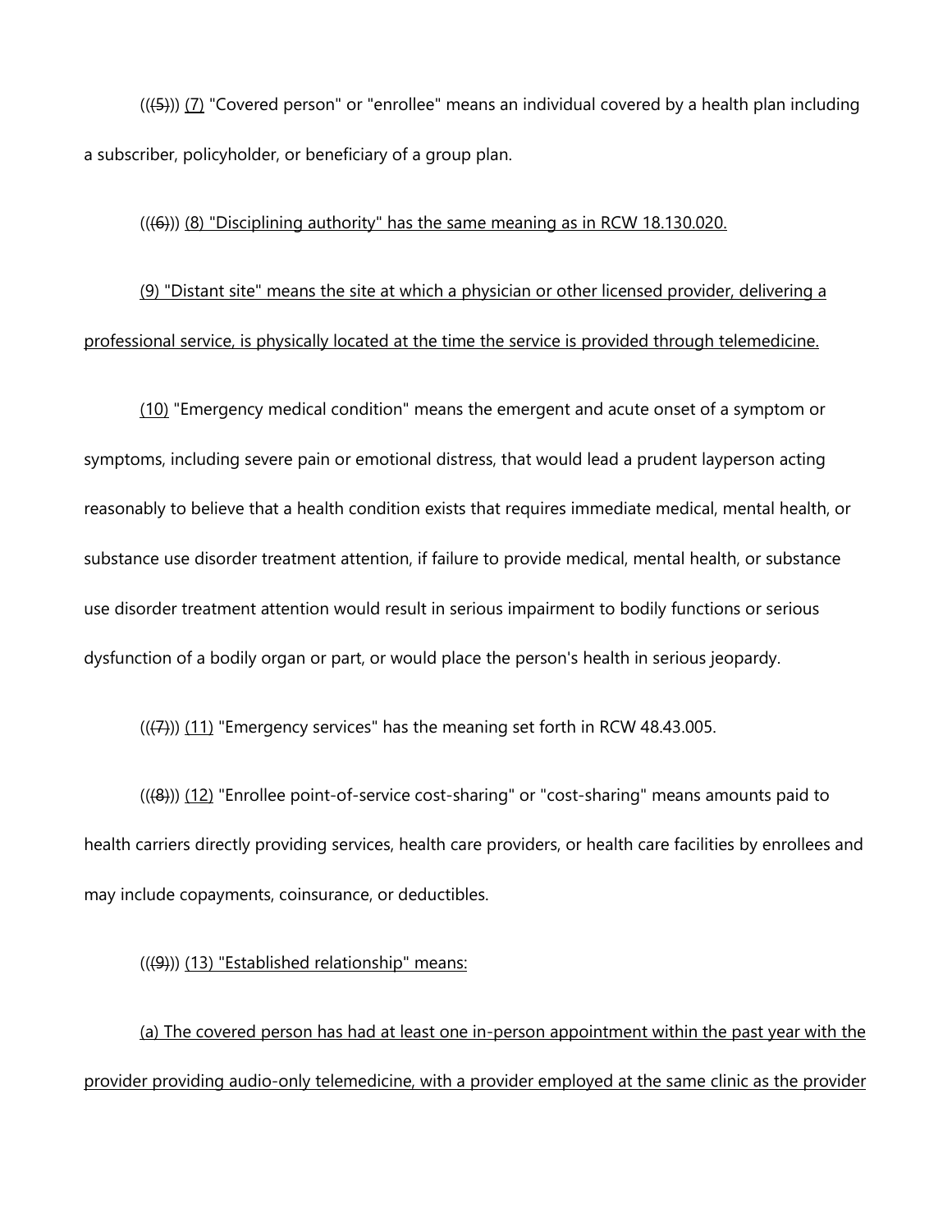(((5))) (7) "Covered person" or "enrollee" means an individual covered by a health plan including a subscriber, policyholder, or beneficiary of a group plan.

(((6))) (8) "Disciplining authority" has the same meaning as in RCW 18.130.020.

(9) "Distant site" means the site at which a physician or other licensed provider, delivering a professional service, is physically located at the time the service is provided through telemedicine.

(10) "Emergency medical condition" means the emergent and acute onset of a symptom or symptoms, including severe pain or emotional distress, that would lead a prudent layperson acting reasonably to believe that a health condition exists that requires immediate medical, mental health, or substance use disorder treatment attention, if failure to provide medical, mental health, or substance use disorder treatment attention would result in serious impairment to bodily functions or serious dysfunction of a bodily organ or part, or would place the person's health in serious jeopardy.

(((7))) (11) "Emergency services" has the meaning set forth in RCW 48.43.005.

(((8))) (12) "Enrollee point-of-service cost-sharing" or "cost-sharing" means amounts paid to health carriers directly providing services, health care providers, or health care facilities by enrollees and may include copayments, coinsurance, or deductibles.

(((9))) (13) "Established relationship" means:

(a) The covered person has had at least one in-person appointment within the past year with the provider providing audio-only telemedicine, with a provider employed at the same clinic as the provider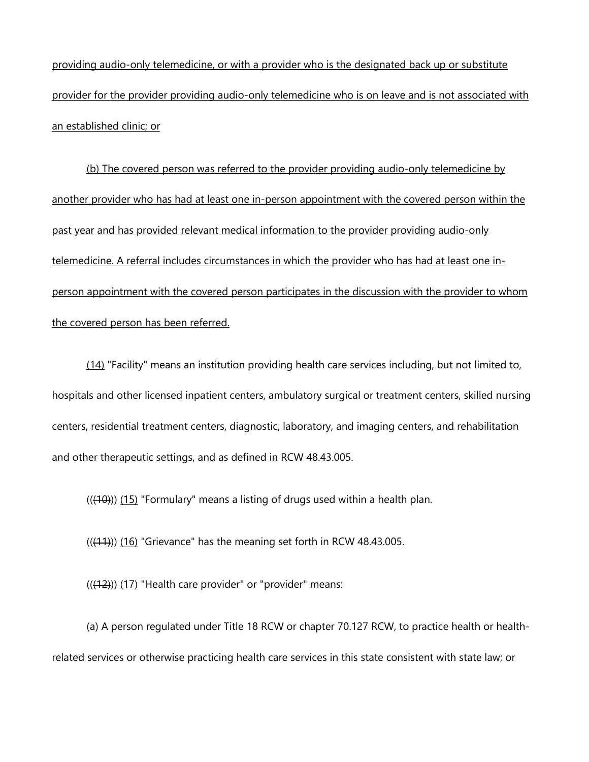providing audio-only telemedicine, or with a provider who is the designated back up or substitute provider for the provider providing audio-only telemedicine who is on leave and is not associated with an established clinic; or

(b) The covered person was referred to the provider providing audio-only telemedicine by another provider who has had at least one in-person appointment with the covered person within the past year and has provided relevant medical information to the provider providing audio-only telemedicine. A referral includes circumstances in which the provider who has had at least one in-person appointment with the covered person participates in the discussion with the provider to whom the covered person has been referred.

(14) "Facility" means an institution providing health care services including, but not limited to, hospitals and other licensed inpatient centers, ambulatory surgical or treatment centers, skilled nursing centers, residential treatment centers, diagnostic, laboratory, and imaging centers, and rehabilitation and other therapeutic settings, and as defined in RCW 48.43.005.

(((10))) (15) "Formulary" means a listing of drugs used within a health plan.

(((11))) (16) "Grievance" has the meaning set forth in RCW 48.43.005.

(((12))) (17) "Health care provider" or "provider" means:

(a) A person regulated under Title 18 RCW or chapter 70.127 RCW, to practice health or health-related services or otherwise practicing health care services in this state consistent with state law; or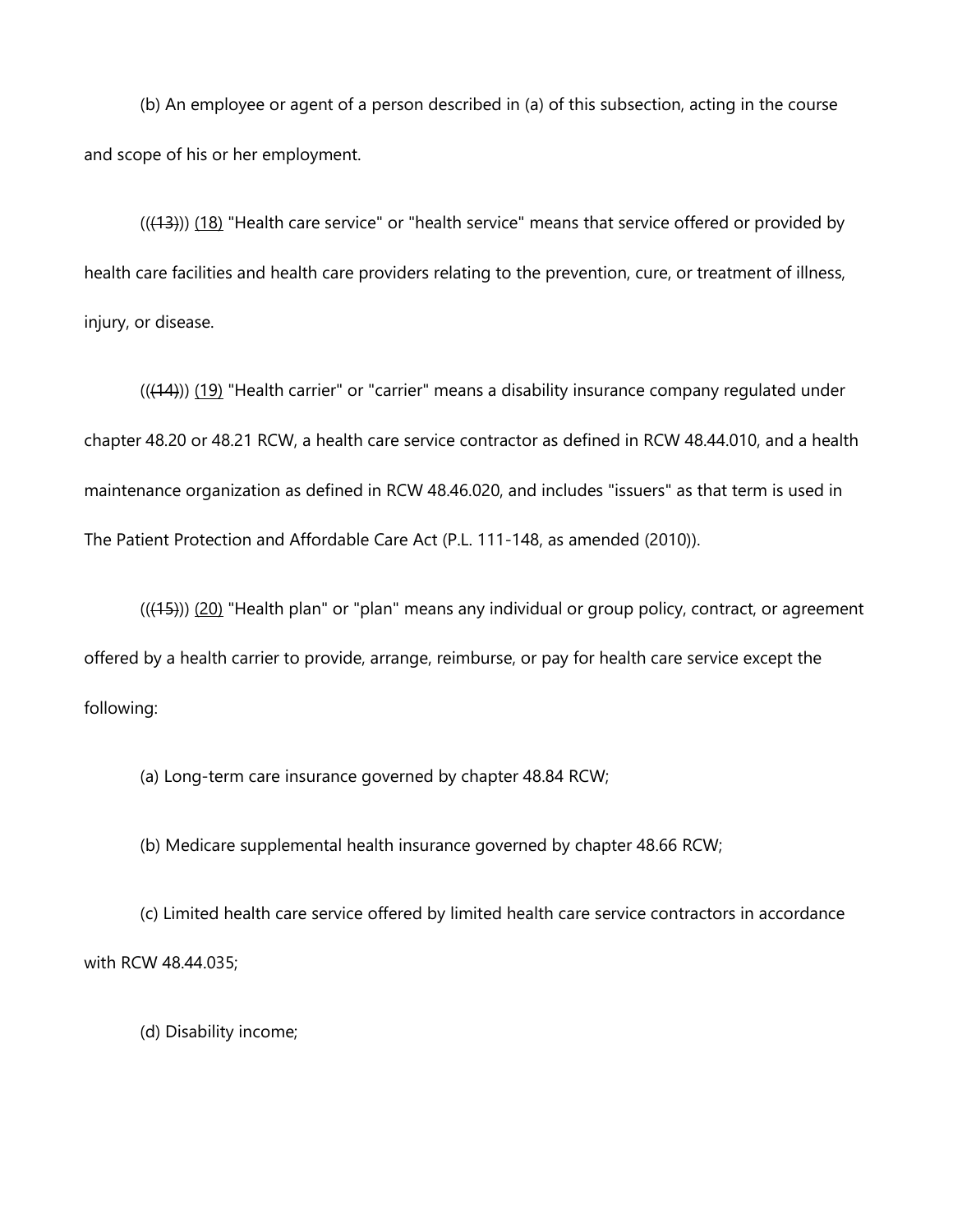(b) An employee or agent of a person described in (a) of this subsection, acting in the course and scope of his or her employment.

(((13))) (18) "Health care service" or "health service" means that service offered or provided by health care facilities and health care providers relating to the prevention, cure, or treatment of illness, injury, or disease.

(((14))) (19) "Health carrier" or "carrier" means a disability insurance company regulated under chapter 48.20 or 48.21 RCW, a health care service contractor as defined in RCW 48.44.010, and a health maintenance organization as defined in RCW 48.46.020, and includes "issuers" as that term is used in The Patient Protection and Affordable Care Act (P.L. 111-148, as amended (2010)).

(((15))) (20) "Health plan" or "plan" means any individual or group policy, contract, or agreement offered by a health carrier to provide, arrange, reimburse, or pay for health care service except the following:

(a) Long-term care insurance governed by chapter 48.84 RCW;

(b) Medicare supplemental health insurance governed by chapter 48.66 RCW;

(c) Limited health care service offered by limited health care service contractors in accordance with RCW 48.44.035;

(d) Disability income;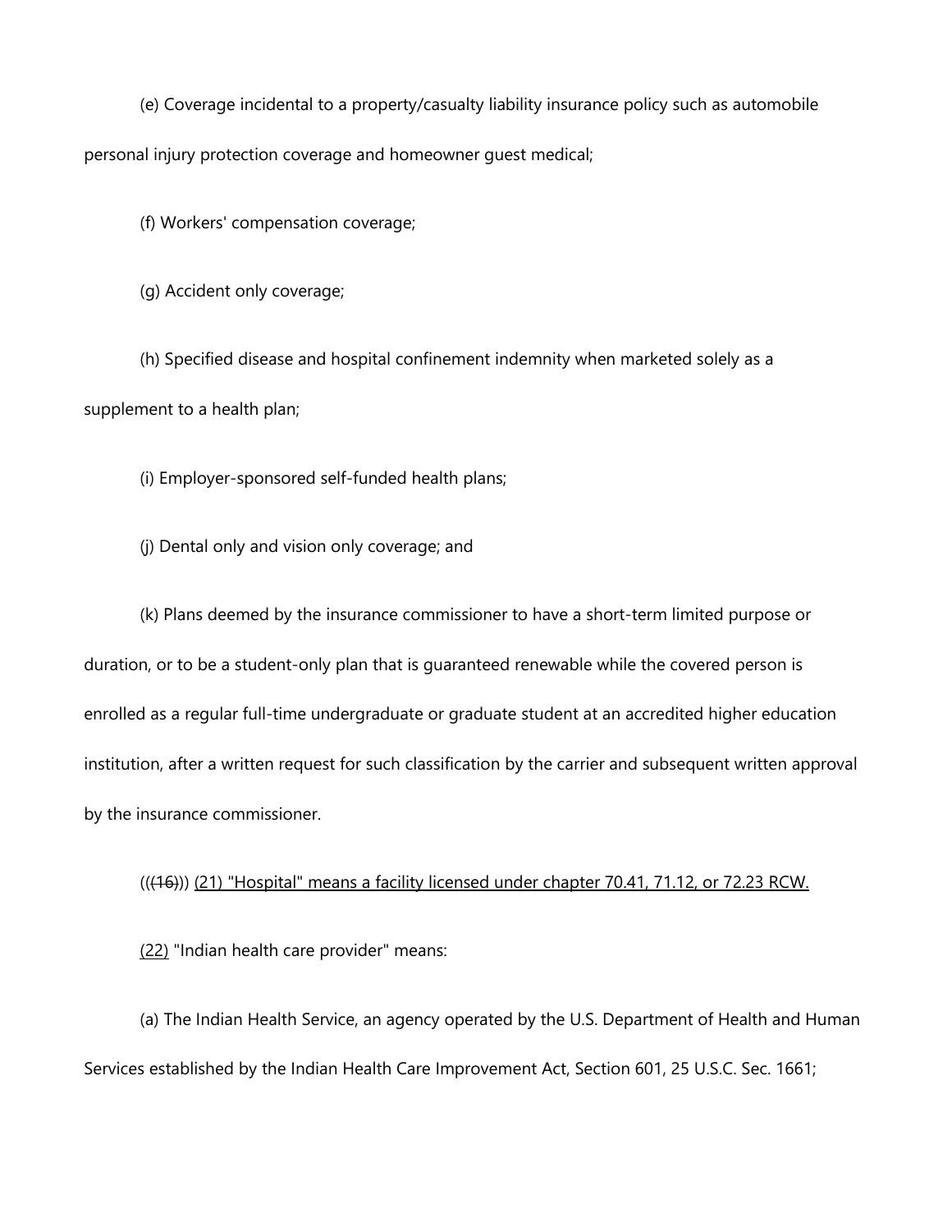(e) Coverage incidental to a property/casualty liability insurance policy such as automobile personal injury protection coverage and homeowner guest medical;

(f) Workers' compensation coverage;

(g) Accident only coverage;

(h) Specified disease and hospital confinement indemnity when marketed solely as a supplement to a health plan;

(i) Employer-sponsored self-funded health plans;

(j) Dental only and vision only coverage; and

(k) Plans deemed by the insurance commissioner to have a short-term limited purpose or duration, or to be a student-only plan that is guaranteed renewable while the covered person is enrolled as a regular full-time undergraduate or graduate student at an accredited higher education institution, after a written request for such classification by the carrier and subsequent written approval by the insurance commissioner.

((~~(16)~~)) <u>(21) "Hospital" means a facility licensed under chapter 70.41, 71.12, or 72.23 RCW.</u>

<u>(22)</u> "Indian health care provider" means:

(a) The Indian Health Service, an agency operated by the U.S. Department of Health and Human Services established by the Indian Health Care Improvement Act, Section 601, 25 U.S.C. Sec. 1661;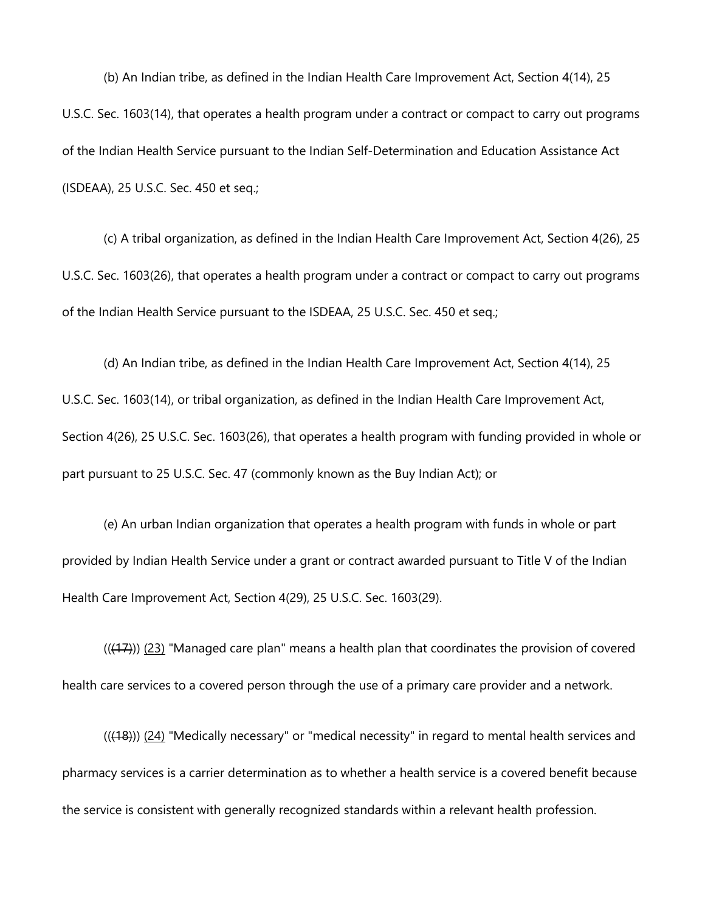(b) An Indian tribe, as defined in the Indian Health Care Improvement Act, Section 4(14), 25 U.S.C. Sec. 1603(14), that operates a health program under a contract or compact to carry out programs of the Indian Health Service pursuant to the Indian Self-Determination and Education Assistance Act (ISDEAA), 25 U.S.C. Sec. 450 et seq.;

(c) A tribal organization, as defined in the Indian Health Care Improvement Act, Section 4(26), 25 U.S.C. Sec. 1603(26), that operates a health program under a contract or compact to carry out programs of the Indian Health Service pursuant to the ISDEAA, 25 U.S.C. Sec. 450 et seq.;

(d) An Indian tribe, as defined in the Indian Health Care Improvement Act, Section 4(14), 25 U.S.C. Sec. 1603(14), or tribal organization, as defined in the Indian Health Care Improvement Act, Section 4(26), 25 U.S.C. Sec. 1603(26), that operates a health program with funding provided in whole or part pursuant to 25 U.S.C. Sec. 47 (commonly known as the Buy Indian Act); or

(e) An urban Indian organization that operates a health program with funds in whole or part provided by Indian Health Service under a grant or contract awarded pursuant to Title V of the Indian Health Care Improvement Act, Section 4(29), 25 U.S.C. Sec. 1603(29).

~~(((17)))~~ (23) "Managed care plan" means a health plan that coordinates the provision of covered health care services to a covered person through the use of a primary care provider and a network.

~~(((18)))~~ (24) "Medically necessary" or "medical necessity" in regard to mental health services and pharmacy services is a carrier determination as to whether a health service is a covered benefit because the service is consistent with generally recognized standards within a relevant health profession.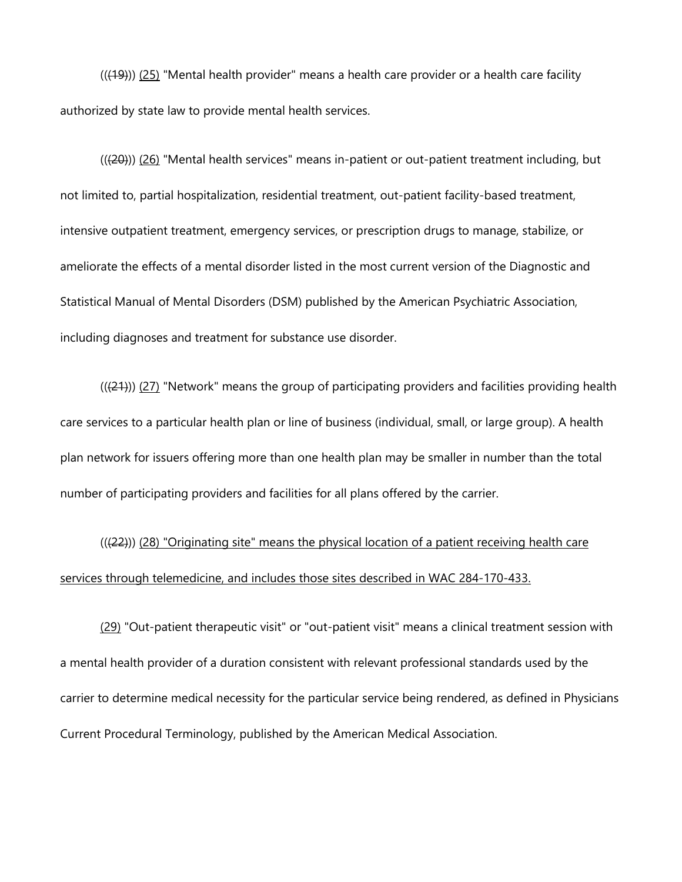(((19))) (25) "Mental health provider" means a health care provider or a health care facility authorized by state law to provide mental health services.

(((20))) (26) "Mental health services" means in-patient or out-patient treatment including, but not limited to, partial hospitalization, residential treatment, out-patient facility-based treatment, intensive outpatient treatment, emergency services, or prescription drugs to manage, stabilize, or ameliorate the effects of a mental disorder listed in the most current version of the Diagnostic and Statistical Manual of Mental Disorders (DSM) published by the American Psychiatric Association, including diagnoses and treatment for substance use disorder.

(((21))) (27) "Network" means the group of participating providers and facilities providing health care services to a particular health plan or line of business (individual, small, or large group). A health plan network for issuers offering more than one health plan may be smaller in number than the total number of participating providers and facilities for all plans offered by the carrier.

(((22))) (28) "Originating site" means the physical location of a patient receiving health care services through telemedicine, and includes those sites described in WAC 284-170-433.

(29) "Out-patient therapeutic visit" or "out-patient visit" means a clinical treatment session with a mental health provider of a duration consistent with relevant professional standards used by the carrier to determine medical necessity for the particular service being rendered, as defined in Physicians Current Procedural Terminology, published by the American Medical Association.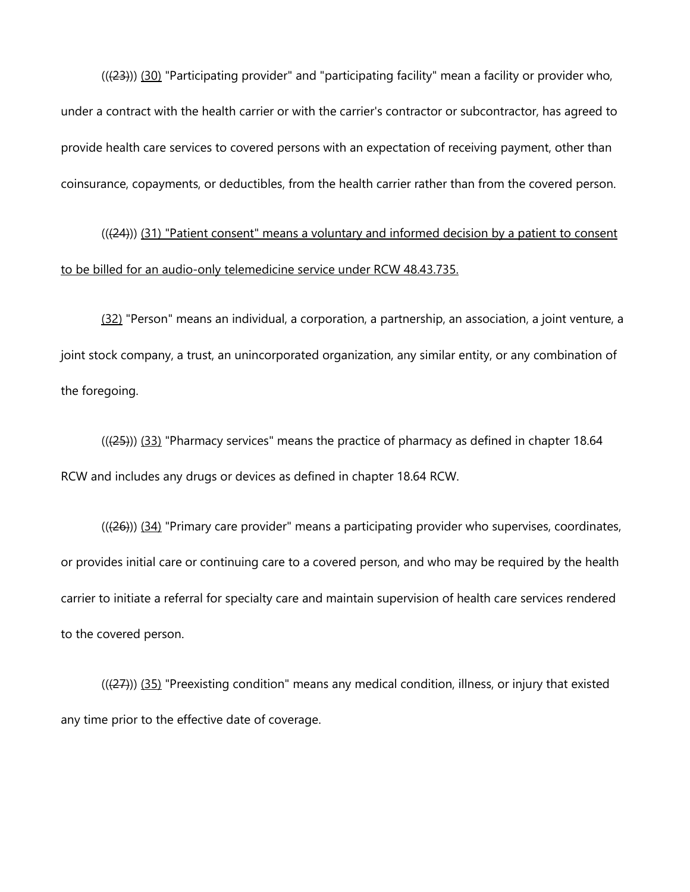(((23))) (30) "Participating provider" and "participating facility" mean a facility or provider who, under a contract with the health carrier or with the carrier's contractor or subcontractor, has agreed to provide health care services to covered persons with an expectation of receiving payment, other than coinsurance, copayments, or deductibles, from the health carrier rather than from the covered person.

(((24))) (31) "Patient consent" means a voluntary and informed decision by a patient to consent to be billed for an audio-only telemedicine service under RCW 48.43.735.

(32) "Person" means an individual, a corporation, a partnership, an association, a joint venture, a joint stock company, a trust, an unincorporated organization, any similar entity, or any combination of the foregoing.

(((25))) (33) "Pharmacy services" means the practice of pharmacy as defined in chapter 18.64 RCW and includes any drugs or devices as defined in chapter 18.64 RCW.

(((26))) (34) "Primary care provider" means a participating provider who supervises, coordinates, or provides initial care or continuing care to a covered person, and who may be required by the health carrier to initiate a referral for specialty care and maintain supervision of health care services rendered to the covered person.

(((27))) (35) "Preexisting condition" means any medical condition, illness, or injury that existed any time prior to the effective date of coverage.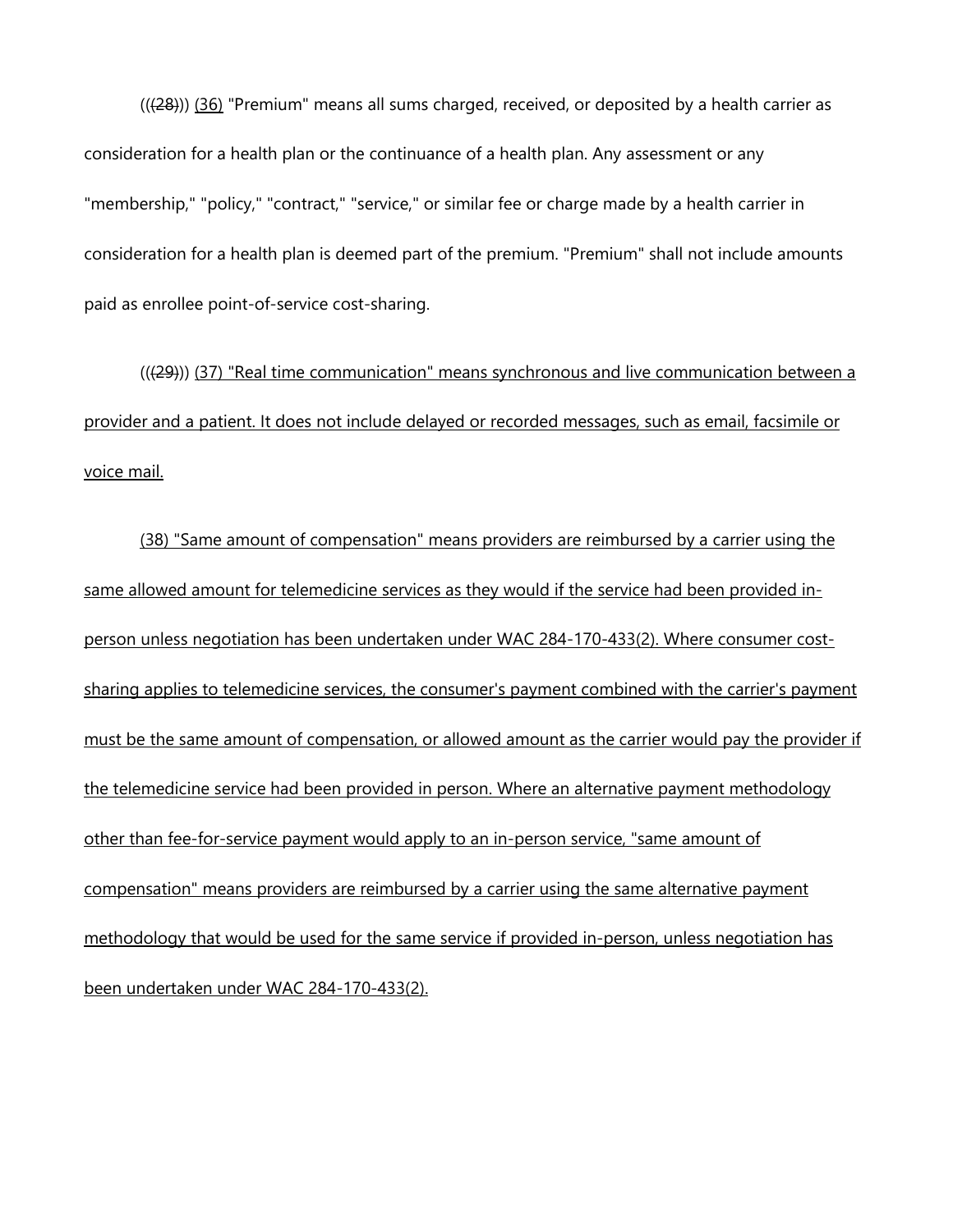(((28))) (36) "Premium" means all sums charged, received, or deposited by a health carrier as consideration for a health plan or the continuance of a health plan. Any assessment or any "membership," "policy," "contract," "service," or similar fee or charge made by a health carrier in consideration for a health plan is deemed part of the premium. "Premium" shall not include amounts paid as enrollee point-of-service cost-sharing.

(((29))) (37) "Real time communication" means synchronous and live communication between a provider and a patient. It does not include delayed or recorded messages, such as email, facsimile or voice mail.

(38) "Same amount of compensation" means providers are reimbursed by a carrier using the same allowed amount for telemedicine services as they would if the service had been provided in-person unless negotiation has been undertaken under WAC 284-170-433(2). Where consumer cost-sharing applies to telemedicine services, the consumer's payment combined with the carrier's payment must be the same amount of compensation, or allowed amount as the carrier would pay the provider if the telemedicine service had been provided in person. Where an alternative payment methodology other than fee-for-service payment would apply to an in-person service, "same amount of compensation" means providers are reimbursed by a carrier using the same alternative payment methodology that would be used for the same service if provided in-person, unless negotiation has been undertaken under WAC 284-170-433(2).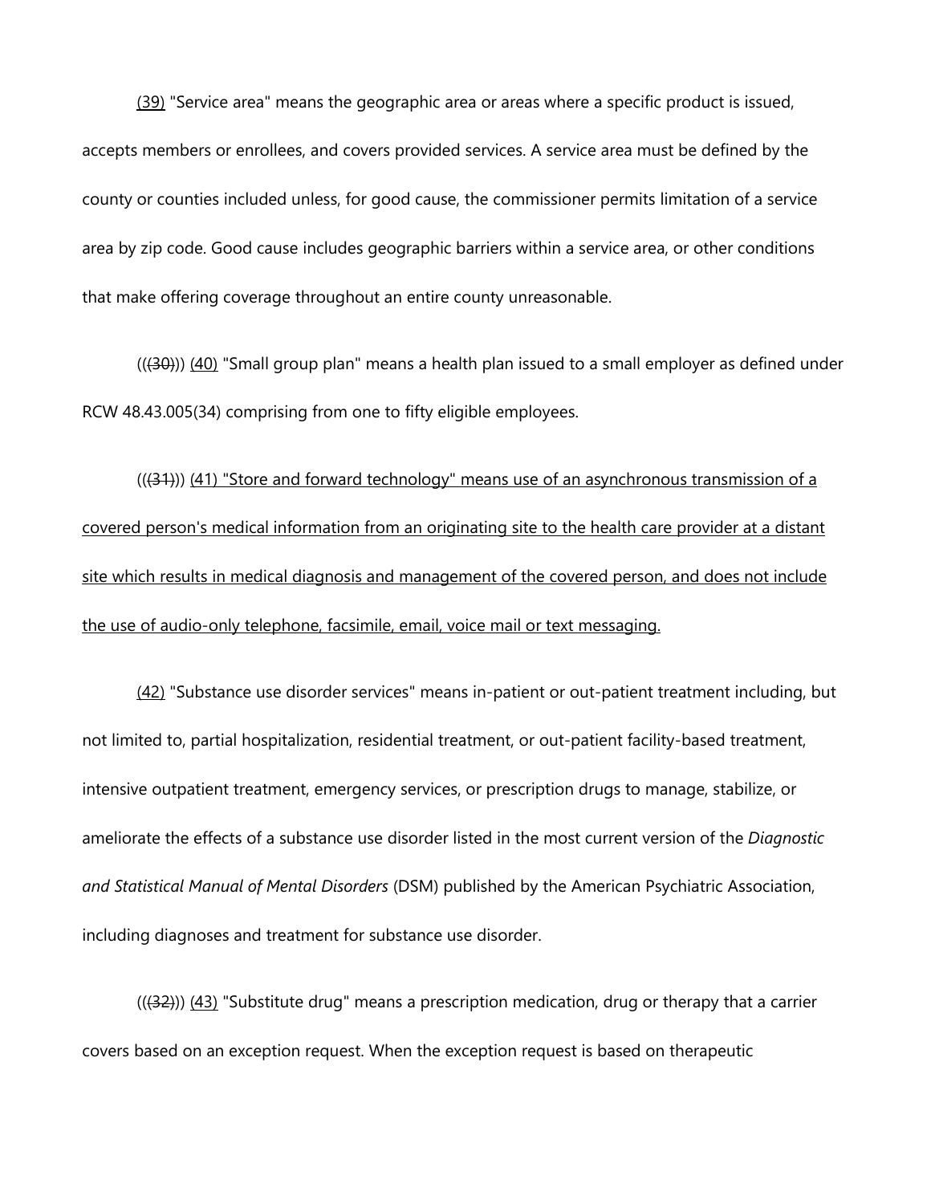(39) "Service area" means the geographic area or areas where a specific product is issued, accepts members or enrollees, and covers provided services. A service area must be defined by the county or counties included unless, for good cause, the commissioner permits limitation of a service area by zip code. Good cause includes geographic barriers within a service area, or other conditions that make offering coverage throughout an entire county unreasonable.

(((30))) (40) "Small group plan" means a health plan issued to a small employer as defined under RCW 48.43.005(34) comprising from one to fifty eligible employees.

(((31))) (41) "Store and forward technology" means use of an asynchronous transmission of a covered person's medical information from an originating site to the health care provider at a distant site which results in medical diagnosis and management of the covered person, and does not include the use of audio-only telephone, facsimile, email, voice mail or text messaging.

(42) "Substance use disorder services" means in-patient or out-patient treatment including, but not limited to, partial hospitalization, residential treatment, or out-patient facility-based treatment, intensive outpatient treatment, emergency services, or prescription drugs to manage, stabilize, or ameliorate the effects of a substance use disorder listed in the most current version of the *Diagnostic and Statistical Manual of Mental Disorders* (DSM) published by the American Psychiatric Association, including diagnoses and treatment for substance use disorder.

(((32))) (43) "Substitute drug" means a prescription medication, drug or therapy that a carrier covers based on an exception request. When the exception request is based on therapeutic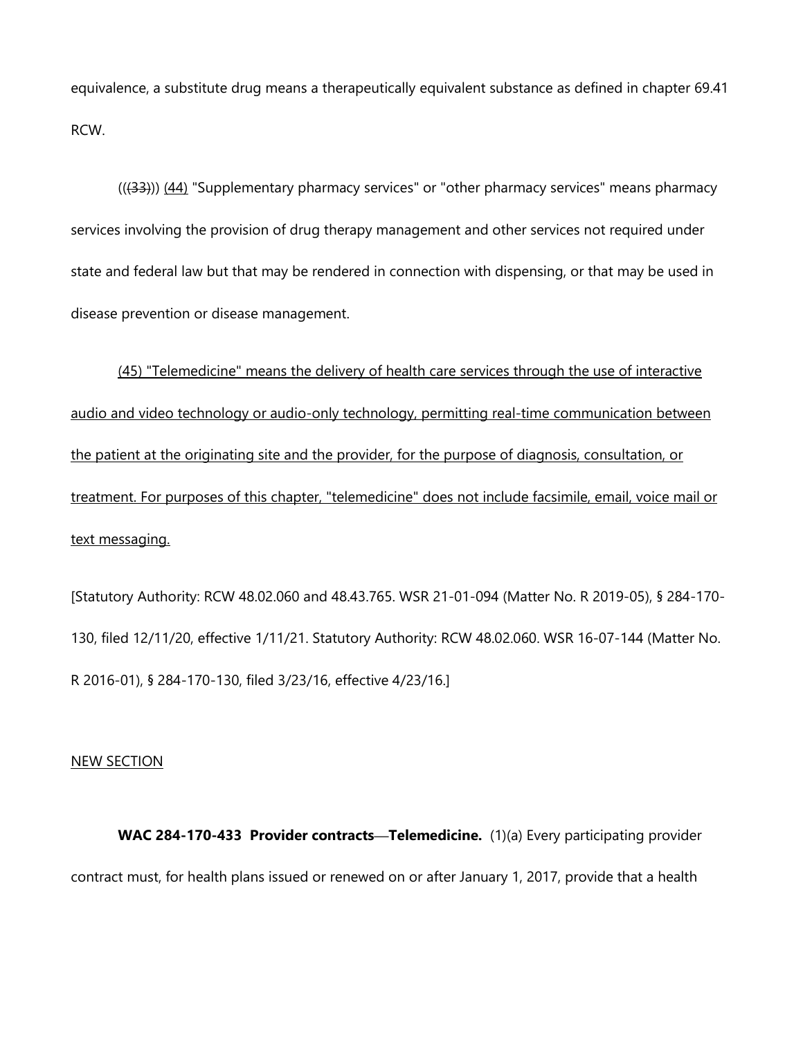equivalence, a substitute drug means a therapeutically equivalent substance as defined in chapter 69.41 RCW.

~~((33))~~ (44) "Supplementary pharmacy services" or "other pharmacy services" means pharmacy services involving the provision of drug therapy management and other services not required under state and federal law but that may be rendered in connection with dispensing, or that may be used in disease prevention or disease management.

(45) "Telemedicine" means the delivery of health care services through the use of interactive audio and video technology or audio-only technology, permitting real-time communication between the patient at the originating site and the provider, for the purpose of diagnosis, consultation, or treatment. For purposes of this chapter, "telemedicine" does not include facsimile, email, voice mail or text messaging.

[Statutory Authority: RCW 48.02.060 and 48.43.765. WSR 21-01-094 (Matter No. R 2019-05), § 284-170-130, filed 12/11/20, effective 1/11/21. Statutory Authority: RCW 48.02.060. WSR 16-07-144 (Matter No. R 2016-01), § 284-170-130, filed 3/23/16, effective 4/23/16.]

NEW SECTION

**WAC 284-170-433 Provider contracts—Telemedicine.** (1)(a) Every participating provider contract must, for health plans issued or renewed on or after January 1, 2017, provide that a health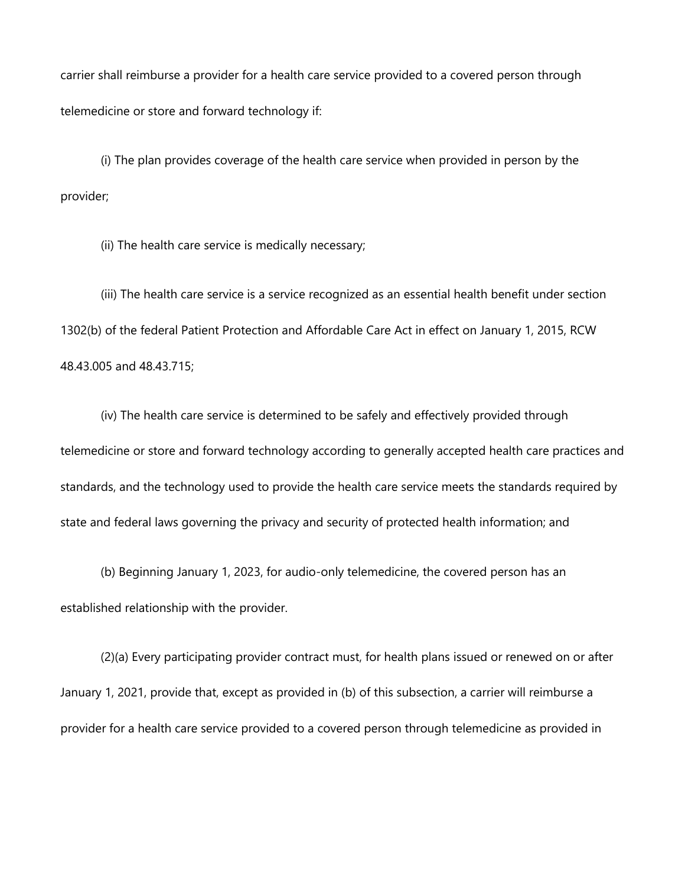carrier shall reimburse a provider for a health care service provided to a covered person through telemedicine or store and forward technology if:

(i) The plan provides coverage of the health care service when provided in person by the provider;

(ii) The health care service is medically necessary;

(iii) The health care service is a service recognized as an essential health benefit under section 1302(b) of the federal Patient Protection and Affordable Care Act in effect on January 1, 2015, RCW 48.43.005 and 48.43.715;

(iv) The health care service is determined to be safely and effectively provided through telemedicine or store and forward technology according to generally accepted health care practices and standards, and the technology used to provide the health care service meets the standards required by state and federal laws governing the privacy and security of protected health information; and

(b) Beginning January 1, 2023, for audio-only telemedicine, the covered person has an established relationship with the provider.

(2)(a) Every participating provider contract must, for health plans issued or renewed on or after January 1, 2021, provide that, except as provided in (b) of this subsection, a carrier will reimburse a provider for a health care service provided to a covered person through telemedicine as provided in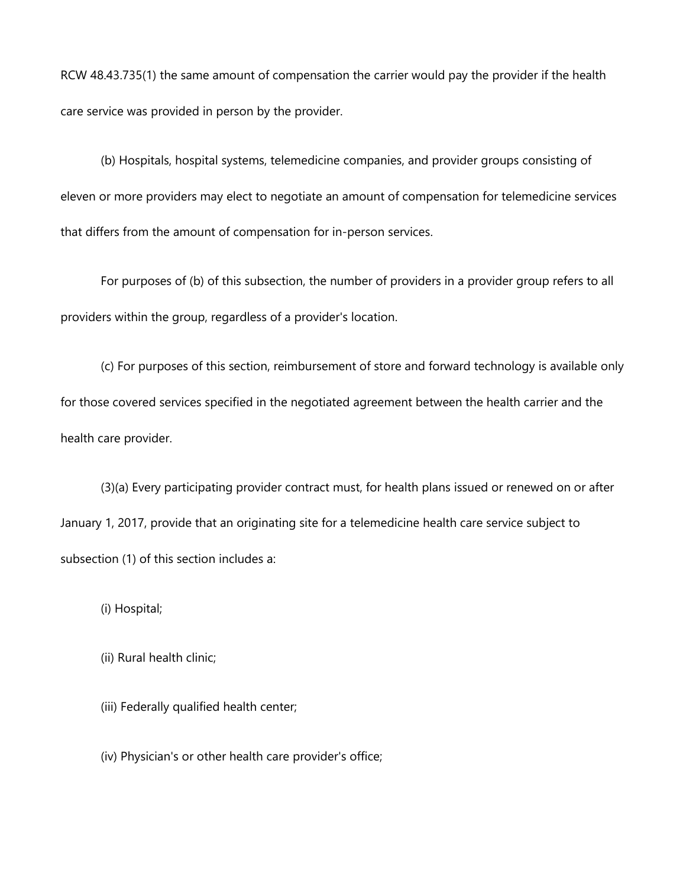RCW 48.43.735(1) the same amount of compensation the carrier would pay the provider if the health care service was provided in person by the provider.

(b) Hospitals, hospital systems, telemedicine companies, and provider groups consisting of eleven or more providers may elect to negotiate an amount of compensation for telemedicine services that differs from the amount of compensation for in-person services.

For purposes of (b) of this subsection, the number of providers in a provider group refers to all providers within the group, regardless of a provider's location.

(c) For purposes of this section, reimbursement of store and forward technology is available only for those covered services specified in the negotiated agreement between the health carrier and the health care provider.

(3)(a) Every participating provider contract must, for health plans issued or renewed on or after January 1, 2017, provide that an originating site for a telemedicine health care service subject to subsection (1) of this section includes a:

(i) Hospital;

(ii) Rural health clinic;

(iii) Federally qualified health center;

(iv) Physician's or other health care provider's office;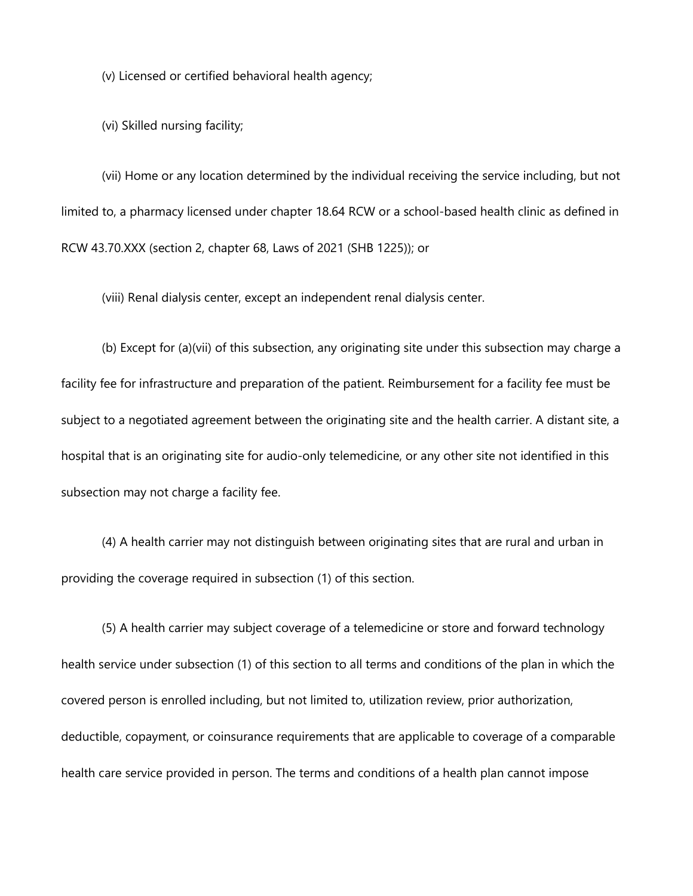(v) Licensed or certified behavioral health agency;

(vi) Skilled nursing facility;

(vii) Home or any location determined by the individual receiving the service including, but not limited to, a pharmacy licensed under chapter 18.64 RCW or a school-based health clinic as defined in RCW 43.70.XXX (section 2, chapter 68, Laws of 2021 (SHB 1225)); or

(viii) Renal dialysis center, except an independent renal dialysis center.

(b) Except for (a)(vii) of this subsection, any originating site under this subsection may charge a facility fee for infrastructure and preparation of the patient. Reimbursement for a facility fee must be subject to a negotiated agreement between the originating site and the health carrier. A distant site, a hospital that is an originating site for audio-only telemedicine, or any other site not identified in this subsection may not charge a facility fee.

(4) A health carrier may not distinguish between originating sites that are rural and urban in providing the coverage required in subsection (1) of this section.

(5) A health carrier may subject coverage of a telemedicine or store and forward technology health service under subsection (1) of this section to all terms and conditions of the plan in which the covered person is enrolled including, but not limited to, utilization review, prior authorization, deductible, copayment, or coinsurance requirements that are applicable to coverage of a comparable health care service provided in person. The terms and conditions of a health plan cannot impose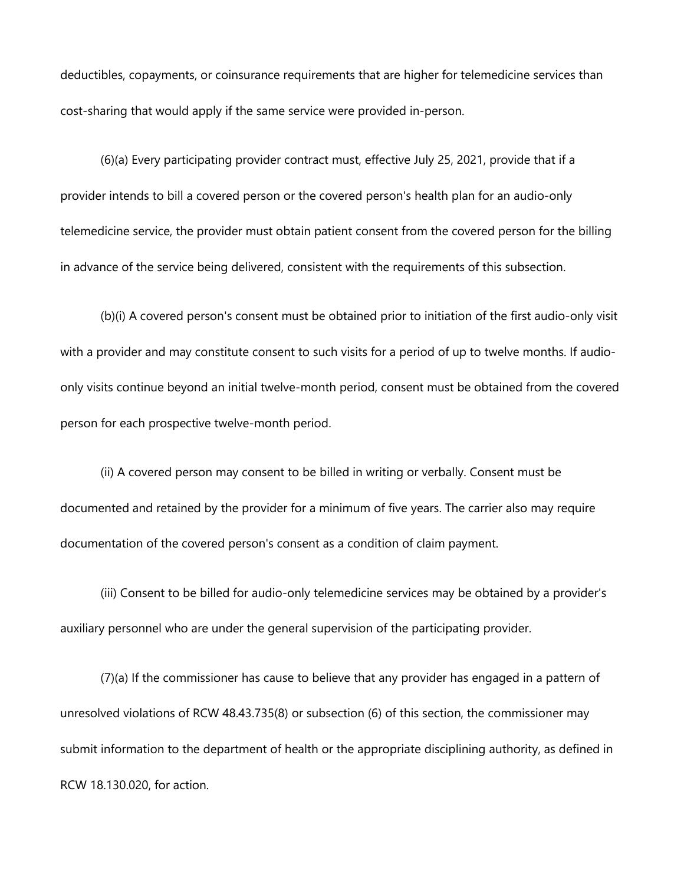deductibles, copayments, or coinsurance requirements that are higher for telemedicine services than cost-sharing that would apply if the same service were provided in-person.

(6)(a) Every participating provider contract must, effective July 25, 2021, provide that if a provider intends to bill a covered person or the covered person's health plan for an audio-only telemedicine service, the provider must obtain patient consent from the covered person for the billing in advance of the service being delivered, consistent with the requirements of this subsection.

(b)(i) A covered person's consent must be obtained prior to initiation of the first audio-only visit with a provider and may constitute consent to such visits for a period of up to twelve months. If audio-only visits continue beyond an initial twelve-month period, consent must be obtained from the covered person for each prospective twelve-month period.

(ii) A covered person may consent to be billed in writing or verbally. Consent must be documented and retained by the provider for a minimum of five years. The carrier also may require documentation of the covered person's consent as a condition of claim payment.

(iii) Consent to be billed for audio-only telemedicine services may be obtained by a provider's auxiliary personnel who are under the general supervision of the participating provider.

(7)(a) If the commissioner has cause to believe that any provider has engaged in a pattern of unresolved violations of RCW 48.43.735(8) or subsection (6) of this section, the commissioner may submit information to the department of health or the appropriate disciplining authority, as defined in RCW 18.130.020, for action.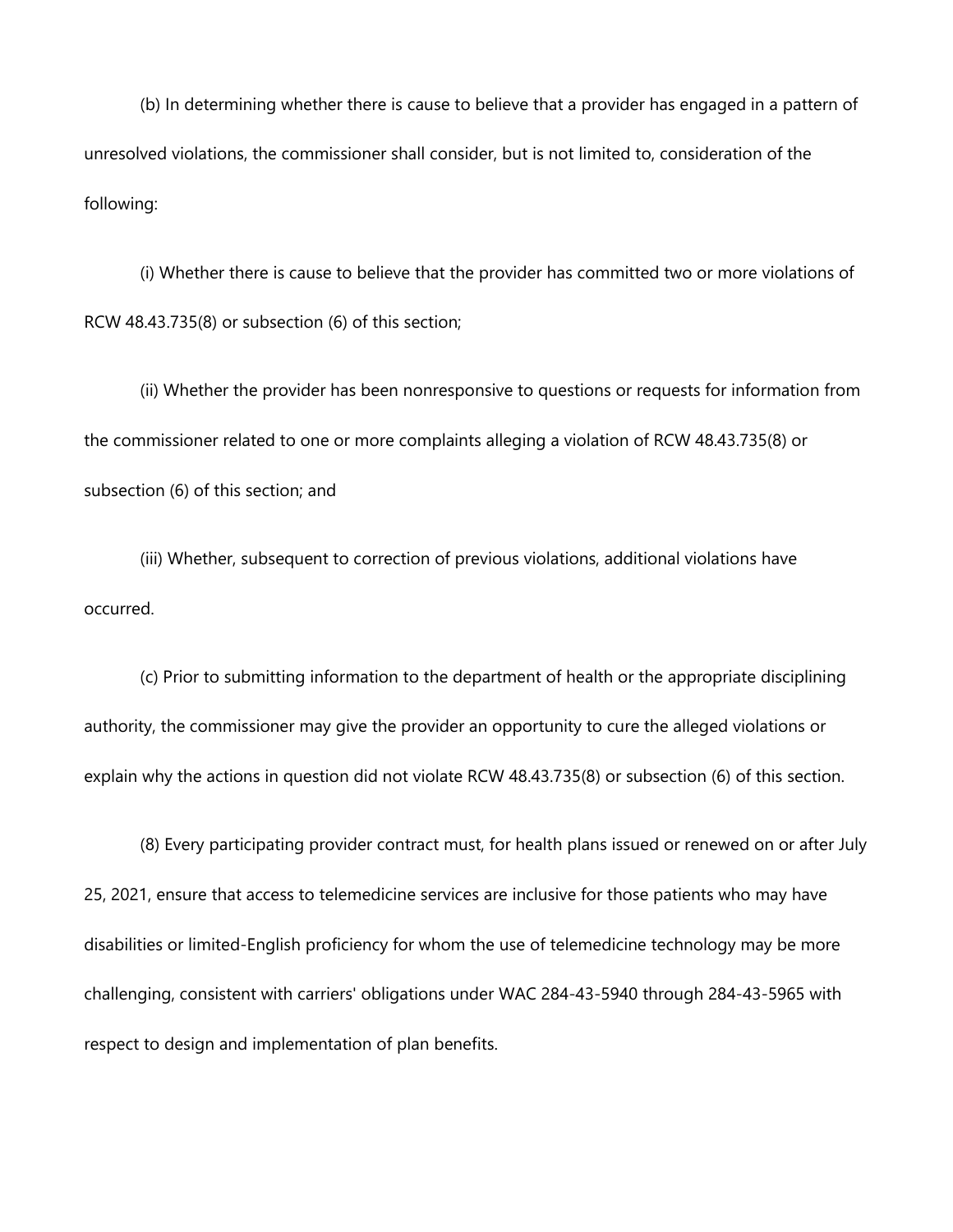(b) In determining whether there is cause to believe that a provider has engaged in a pattern of unresolved violations, the commissioner shall consider, but is not limited to, consideration of the following:

(i) Whether there is cause to believe that the provider has committed two or more violations of RCW 48.43.735(8) or subsection (6) of this section;

(ii) Whether the provider has been nonresponsive to questions or requests for information from the commissioner related to one or more complaints alleging a violation of RCW 48.43.735(8) or subsection (6) of this section; and

(iii) Whether, subsequent to correction of previous violations, additional violations have occurred.

(c) Prior to submitting information to the department of health or the appropriate disciplining authority, the commissioner may give the provider an opportunity to cure the alleged violations or explain why the actions in question did not violate RCW 48.43.735(8) or subsection (6) of this section.

(8) Every participating provider contract must, for health plans issued or renewed on or after July 25, 2021, ensure that access to telemedicine services are inclusive for those patients who may have disabilities or limited-English proficiency for whom the use of telemedicine technology may be more challenging, consistent with carriers' obligations under WAC 284-43-5940 through 284-43-5965 with respect to design and implementation of plan benefits.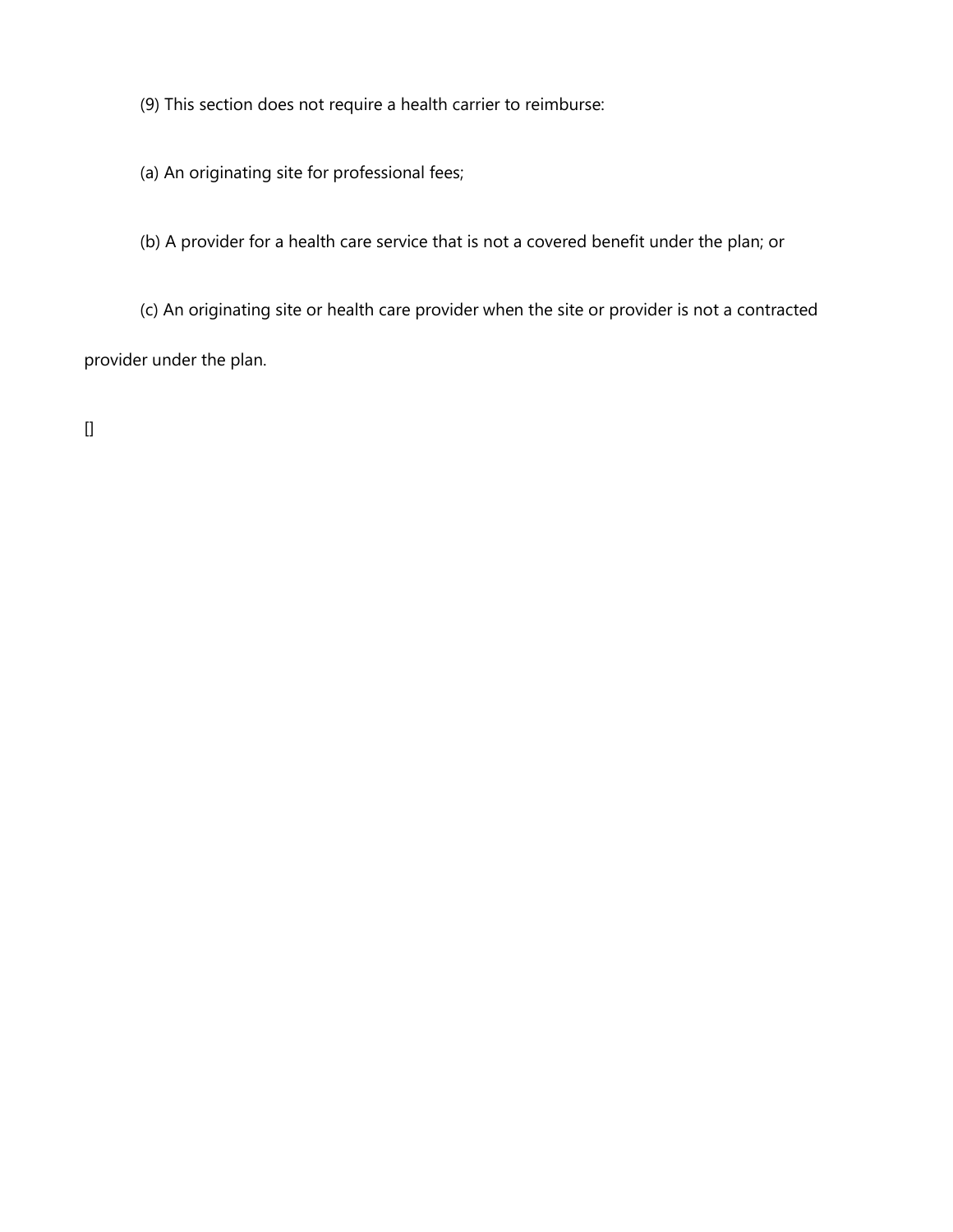(9) This section does not require a health carrier to reimburse:

(a) An originating site for professional fees;

(b) A provider for a health care service that is not a covered benefit under the plan; or

(c) An originating site or health care provider when the site or provider is not a contracted provider under the plan.

[]